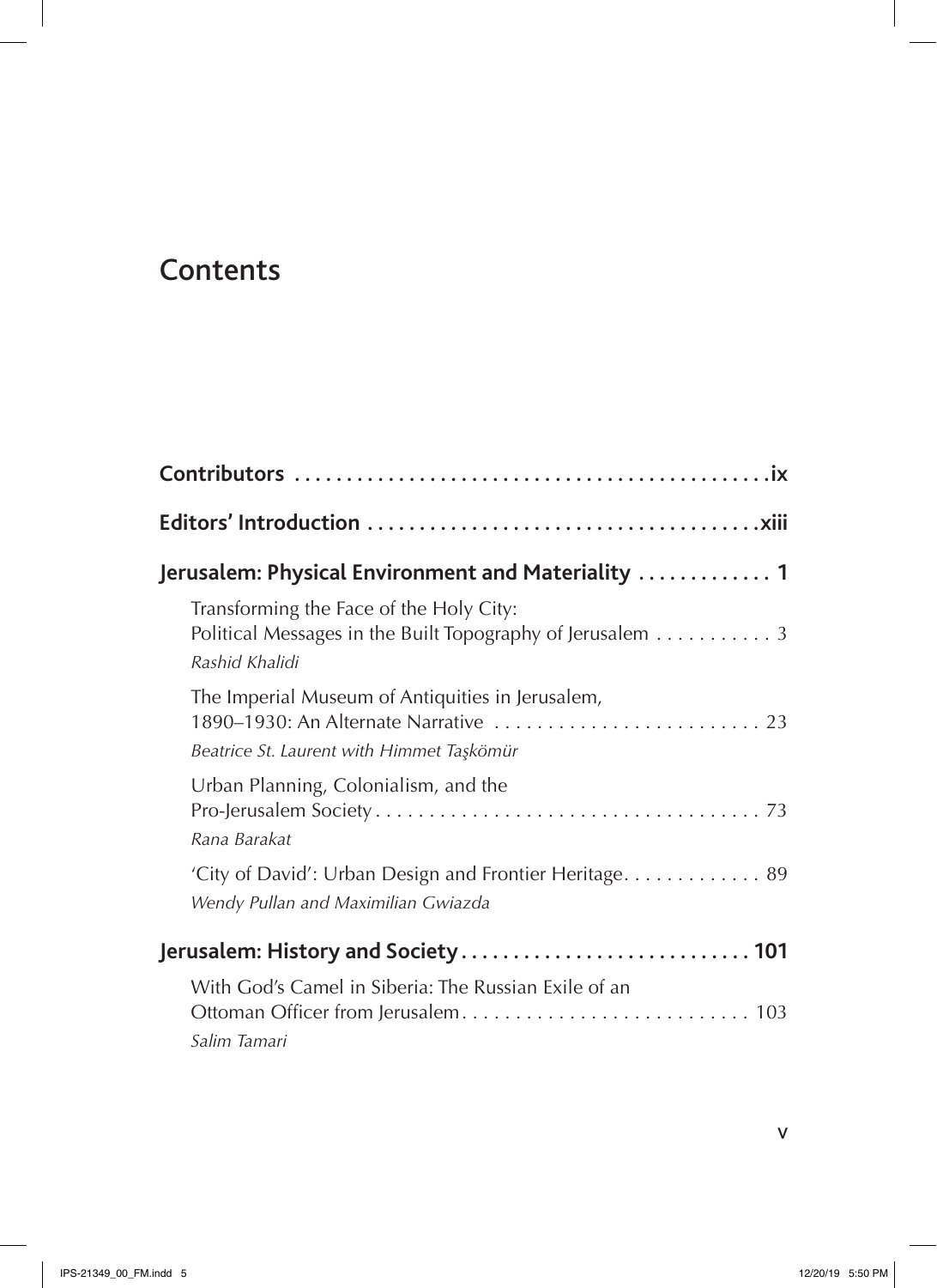# Contents

**Contributors** ix

**Editors' Introduction** xiii

**Jerusalem: Physical Environment and Materiality** 1

- Transforming the Face of the Holy City: Political Messages in the Built Topography of Jerusalem 3
  *Rashid Khalidi*

- The Imperial Museum of Antiquities in Jerusalem, 1890–1930: An Alternate Narrative 23
  *Beatrice St. Laurent with Himmet Taşkömür*

- Urban Planning, Colonialism, and the Pro-Jerusalem Society 73
  *Rana Barakat*

- 'City of David': Urban Design and Frontier Heritage 89
  *Wendy Pullan and Maximilian Gwiazda*

**Jerusalem: History and Society** 101

- With God's Camel in Siberia: The Russian Exile of an Ottoman Officer from Jerusalem 103
  *Salim Tamari*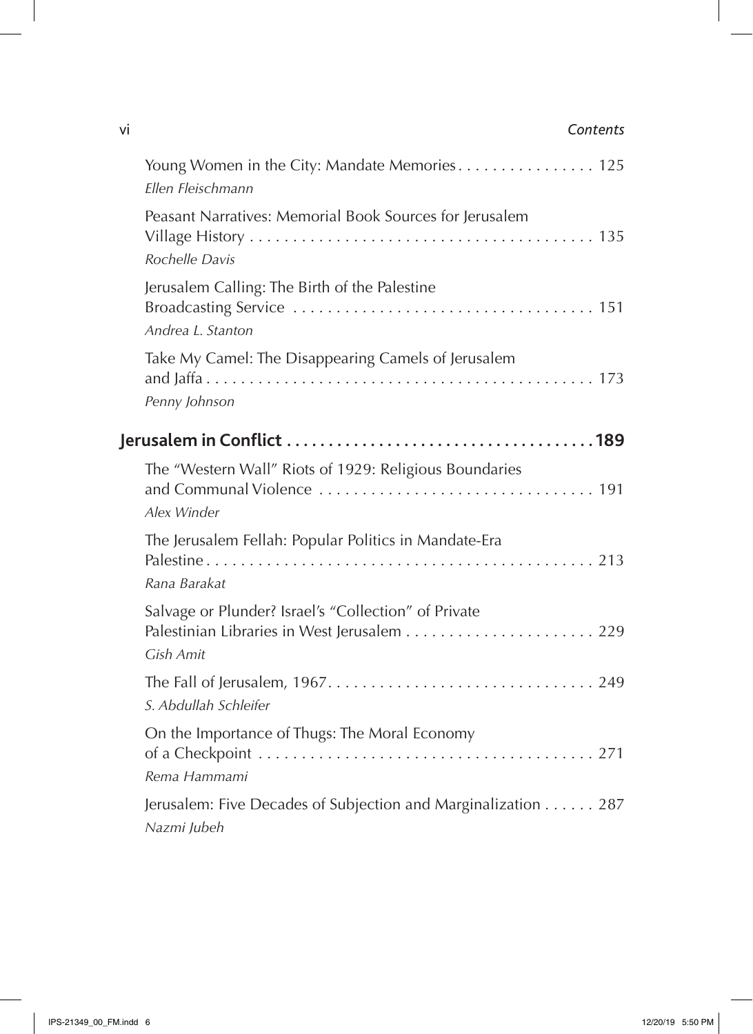Young Women in the City: Mandate Memories . . . . . . . . . . . . . . . . 125
*Ellen Fleischmann*

Peasant Narratives: Memorial Book Sources for Jerusalem Village History . . . . . . . . . . . . . . . . . . . . . . . . . . . . . . . . . . . . . . . . 135
*Rochelle Davis*

Jerusalem Calling: The Birth of the Palestine Broadcasting Service . . . . . . . . . . . . . . . . . . . . . . . . . . . . . . . . . . . 151
*Andrea L. Stanton*

Take My Camel: The Disappearing Camels of Jerusalem and Jaffa . . . . . . . . . . . . . . . . . . . . . . . . . . . . . . . . . . . . . . . . . . . . . 173
*Penny Johnson*

## Jerusalem in Conflict . . . . . . . . . . . . . . . . . . . . . . . . . . . . . . . . . . . . 189

The "Western Wall" Riots of 1929: Religious Boundaries and Communal Violence . . . . . . . . . . . . . . . . . . . . . . . . . . . . . . . . 191
*Alex Winder*

The Jerusalem Fellah: Popular Politics in Mandate-Era Palestine . . . . . . . . . . . . . . . . . . . . . . . . . . . . . . . . . . . . . . . . . . . . . 213
*Rana Barakat*

Salvage or Plunder? Israel's "Collection" of Private Palestinian Libraries in West Jerusalem . . . . . . . . . . . . . . . . . . . . . . 229
*Gish Amit*

The Fall of Jerusalem, 1967. . . . . . . . . . . . . . . . . . . . . . . . . . . . . . . 249
*S. Abdullah Schleifer*

On the Importance of Thugs: The Moral Economy of a Checkpoint . . . . . . . . . . . . . . . . . . . . . . . . . . . . . . . . . . . . . . . 271
*Rema Hammami*

Jerusalem: Five Decades of Subjection and Marginalization . . . . . . 287
*Nazmi Jubeh*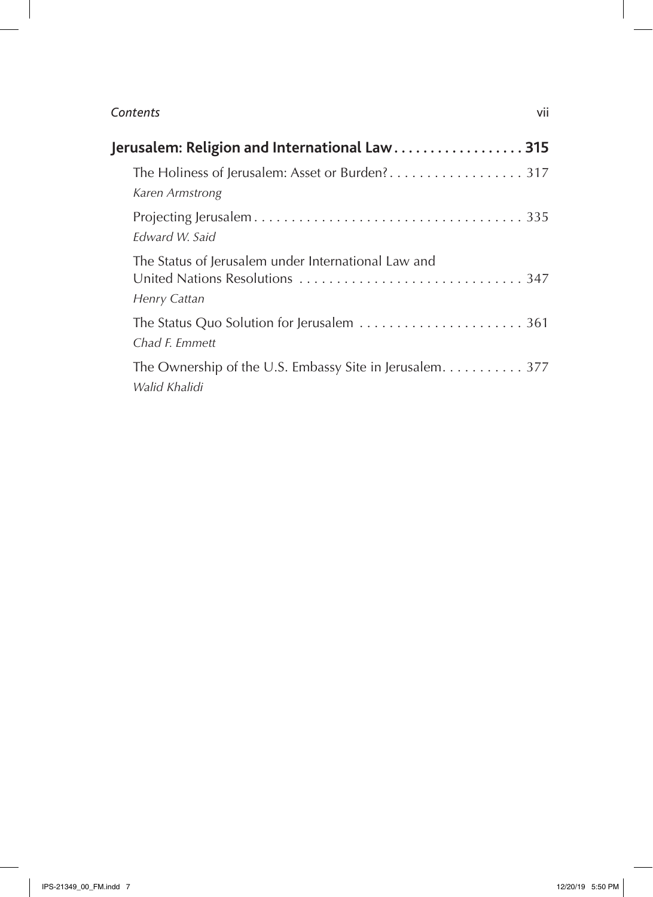## Jerusalem: Religion and International Law . . . . . . . . . . . . . . . . . . 315

The Holiness of Jerusalem: Asset or Burden? . . . . . . . . . . . . . . . . . . 317
*Karen Armstrong*

Projecting Jerusalem . . . . . . . . . . . . . . . . . . . . . . . . . . . . . . . . . . . . 335
*Edward W. Said*

The Status of Jerusalem under International Law and United Nations Resolutions . . . . . . . . . . . . . . . . . . . . . . . . . . . . . . 347
*Henry Cattan*

The Status Quo Solution for Jerusalem . . . . . . . . . . . . . . . . . . . . . . 361
*Chad F. Emmett*

The Ownership of the U.S. Embassy Site in Jerusalem. . . . . . . . . . . 377
*Walid Khalidi*